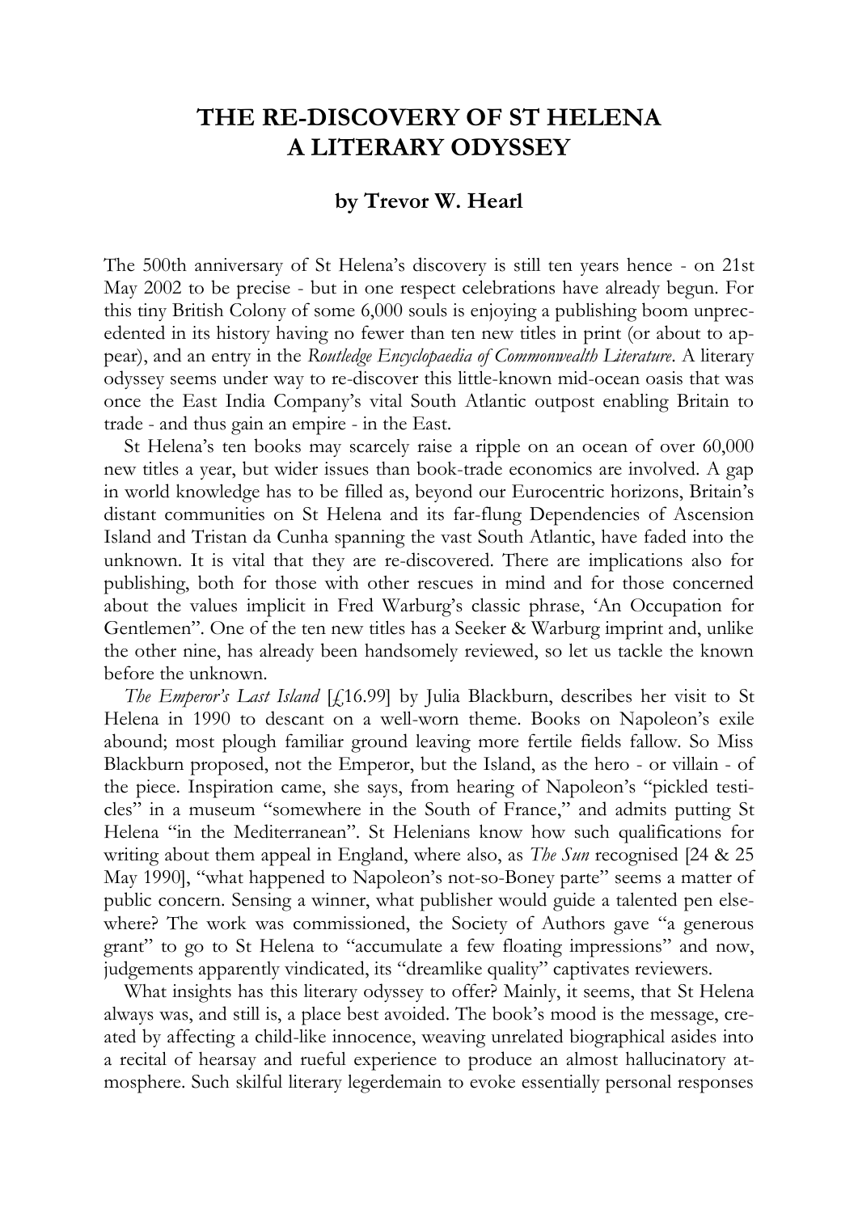# THE RE-DISCOVERY OF ST HELENA
# A LITERARY ODYSSEY

### by Trevor W. Hearl

The 500th anniversary of St Helena's discovery is still ten years hence - on 21st May 2002 to be precise - but in one respect celebrations have already begun. For this tiny British Colony of some 6,000 souls is enjoying a publishing boom unprecedented in its history having no fewer than ten new titles in print (or about to appear), and an entry in the *Routledge Encyclopaedia of Commonwealth Literature*. A literary odyssey seems under way to re-discover this little-known mid-ocean oasis that was once the East India Company's vital South Atlantic outpost enabling Britain to trade - and thus gain an empire - in the East.

St Helena's ten books may scarcely raise a ripple on an ocean of over 60,000 new titles a year, but wider issues than book-trade economics are involved. A gap in world knowledge has to be filled as, beyond our Eurocentric horizons, Britain's distant communities on St Helena and its far-flung Dependencies of Ascension Island and Tristan da Cunha spanning the vast South Atlantic, have faded into the unknown. It is vital that they are re-discovered. There are implications also for publishing, both for those with other rescues in mind and for those concerned about the values implicit in Fred Warburg's classic phrase, 'An Occupation for Gentlemen". One of the ten new titles has a Seeker & Warburg imprint and, unlike the other nine, has already been handsomely reviewed, so let us tackle the known before the unknown.

*The Emperor's Last Island* [£16.99] by Julia Blackburn, describes her visit to St Helena in 1990 to descant on a well-worn theme. Books on Napoleon's exile abound; most plough familiar ground leaving more fertile fields fallow. So Miss Blackburn proposed, not the Emperor, but the Island, as the hero - or villain - of the piece. Inspiration came, she says, from hearing of Napoleon's "pickled testicles" in a museum "somewhere in the South of France," and admits putting St Helena "in the Mediterranean". St Helenians know how such qualifications for writing about them appeal in England, where also, as *The Sun* recognised [24 & 25 May 1990], "what happened to Napoleon's not-so-Boney parte" seems a matter of public concern. Sensing a winner, what publisher would guide a talented pen elsewhere? The work was commissioned, the Society of Authors gave "a generous grant" to go to St Helena to "accumulate a few floating impressions" and now, judgements apparently vindicated, its "dreamlike quality" captivates reviewers.

What insights has this literary odyssey to offer? Mainly, it seems, that St Helena always was, and still is, a place best avoided. The book's mood is the message, created by affecting a child-like innocence, weaving unrelated biographical asides into a recital of hearsay and rueful experience to produce an almost hallucinatory atmosphere. Such skilful literary legerdemain to evoke essentially personal responses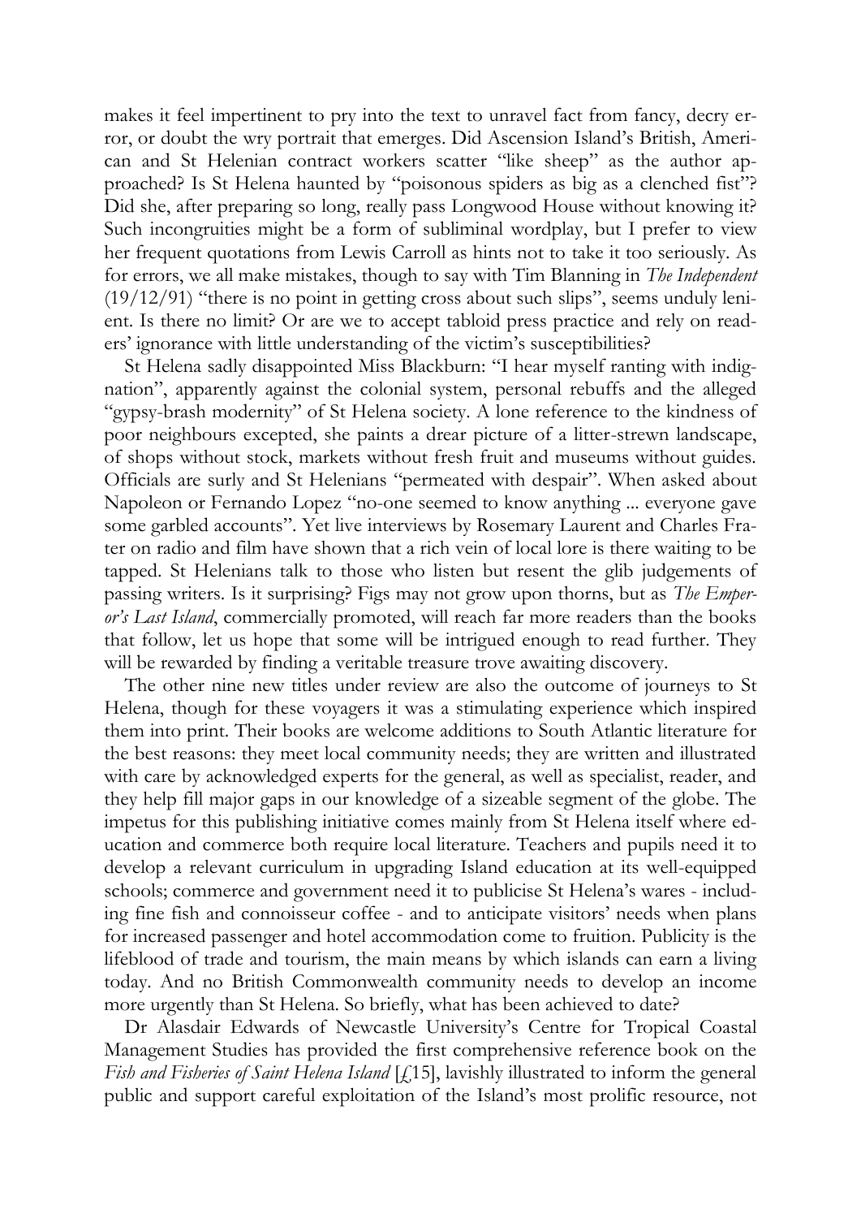makes it feel impertinent to pry into the text to unravel fact from fancy, decry error, or doubt the wry portrait that emerges. Did Ascension Island's British, American and St Helenian contract workers scatter "like sheep" as the author approached? Is St Helena haunted by "poisonous spiders as big as a clenched fist"? Did she, after preparing so long, really pass Longwood House without knowing it? Such incongruities might be a form of subliminal wordplay, but I prefer to view her frequent quotations from Lewis Carroll as hints not to take it too seriously. As for errors, we all make mistakes, though to say with Tim Blanning in *The Independent* (19/12/91) "there is no point in getting cross about such slips", seems unduly lenient. Is there no limit? Or are we to accept tabloid press practice and rely on readers' ignorance with little understanding of the victim's susceptibilities?

St Helena sadly disappointed Miss Blackburn: "I hear myself ranting with indignation", apparently against the colonial system, personal rebuffs and the alleged "gypsy-brash modernity" of St Helena society. A lone reference to the kindness of poor neighbours excepted, she paints a drear picture of a litter-strewn landscape, of shops without stock, markets without fresh fruit and museums without guides. Officials are surly and St Helenians "permeated with despair". When asked about Napoleon or Fernando Lopez "no-one seemed to know anything ... everyone gave some garbled accounts". Yet live interviews by Rosemary Laurent and Charles Frater on radio and film have shown that a rich vein of local lore is there waiting to be tapped. St Helenians talk to those who listen but resent the glib judgements of passing writers. Is it surprising? Figs may not grow upon thorns, but as *The Emperor's Last Island*, commercially promoted, will reach far more readers than the books that follow, let us hope that some will be intrigued enough to read further. They will be rewarded by finding a veritable treasure trove awaiting discovery.

The other nine new titles under review are also the outcome of journeys to St Helena, though for these voyagers it was a stimulating experience which inspired them into print. Their books are welcome additions to South Atlantic literature for the best reasons: they meet local community needs; they are written and illustrated with care by acknowledged experts for the general, as well as specialist, reader, and they help fill major gaps in our knowledge of a sizeable segment of the globe. The impetus for this publishing initiative comes mainly from St Helena itself where education and commerce both require local literature. Teachers and pupils need it to develop a relevant curriculum in upgrading Island education at its well-equipped schools; commerce and government need it to publicise St Helena's wares - including fine fish and connoisseur coffee - and to anticipate visitors' needs when plans for increased passenger and hotel accommodation come to fruition. Publicity is the lifeblood of trade and tourism, the main means by which islands can earn a living today. And no British Commonwealth community needs to develop an income more urgently than St Helena. So briefly, what has been achieved to date?

Dr Alasdair Edwards of Newcastle University's Centre for Tropical Coastal Management Studies has provided the first comprehensive reference book on the *Fish and Fisheries of Saint Helena Island* [£15], lavishly illustrated to inform the general public and support careful exploitation of the Island's most prolific resource, not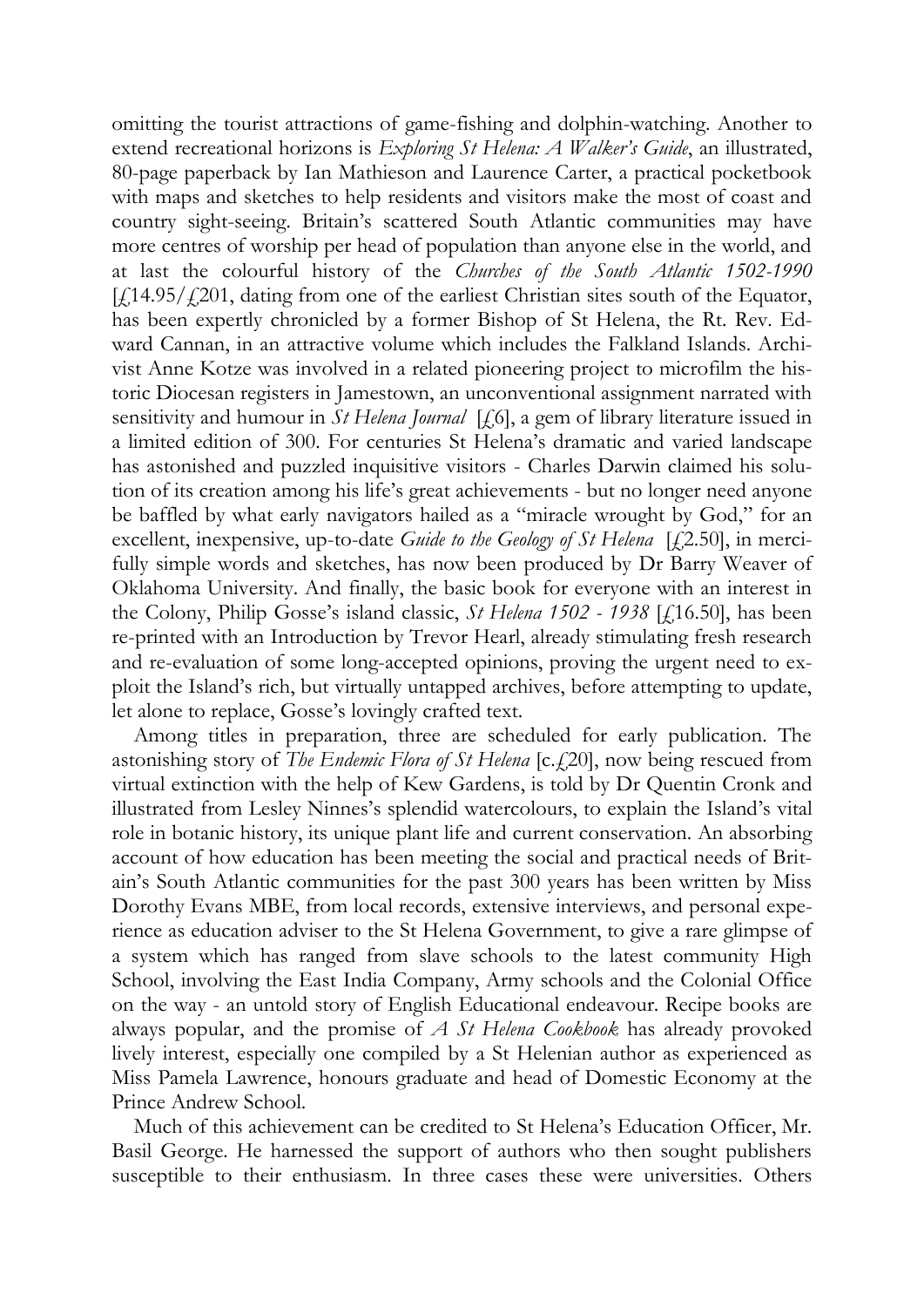omitting the tourist attractions of game-fishing and dolphin-watching. Another to extend recreational horizons is *Exploring St Helena: A Walker's Guide*, an illustrated, 80-page paperback by Ian Mathieson and Laurence Carter, a practical pocketbook with maps and sketches to help residents and visitors make the most of coast and country sight-seeing. Britain's scattered South Atlantic communities may have more centres of worship per head of population than anyone else in the world, and at last the colourful history of the *Churches of the South Atlantic 1502-1990* [£14.95/£201, dating from one of the earliest Christian sites south of the Equator, has been expertly chronicled by a former Bishop of St Helena, the Rt. Rev. Edward Cannan, in an attractive volume which includes the Falkland Islands. Archivist Anne Kotze was involved in a related pioneering project to microfilm the historic Diocesan registers in Jamestown, an unconventional assignment narrated with sensitivity and humour in *St Helena Journal* [£6], a gem of library literature issued in a limited edition of 300. For centuries St Helena's dramatic and varied landscape has astonished and puzzled inquisitive visitors - Charles Darwin claimed his solution of its creation among his life's great achievements - but no longer need anyone be baffled by what early navigators hailed as a "miracle wrought by God," for an excellent, inexpensive, up-to-date *Guide to the Geology of St Helena* [£2.50], in mercifully simple words and sketches, has now been produced by Dr Barry Weaver of Oklahoma University. And finally, the basic book for everyone with an interest in the Colony, Philip Gosse's island classic, *St Helena 1502 - 1938* [£16.50], has been re-printed with an Introduction by Trevor Hearl, already stimulating fresh research and re-evaluation of some long-accepted opinions, proving the urgent need to exploit the Island's rich, but virtually untapped archives, before attempting to update, let alone to replace, Gosse's lovingly crafted text.

Among titles in preparation, three are scheduled for early publication. The astonishing story of *The Endemic Flora of St Helena* [c.£20], now being rescued from virtual extinction with the help of Kew Gardens, is told by Dr Quentin Cronk and illustrated from Lesley Ninnes's splendid watercolours, to explain the Island's vital role in botanic history, its unique plant life and current conservation. An absorbing account of how education has been meeting the social and practical needs of Britain's South Atlantic communities for the past 300 years has been written by Miss Dorothy Evans MBE, from local records, extensive interviews, and personal experience as education adviser to the St Helena Government, to give a rare glimpse of a system which has ranged from slave schools to the latest community High School, involving the East India Company, Army schools and the Colonial Office on the way - an untold story of English Educational endeavour. Recipe books are always popular, and the promise of *A St Helena Cookbook* has already provoked lively interest, especially one compiled by a St Helenian author as experienced as Miss Pamela Lawrence, honours graduate and head of Domestic Economy at the Prince Andrew School.

Much of this achievement can be credited to St Helena's Education Officer, Mr. Basil George. He harnessed the support of authors who then sought publishers susceptible to their enthusiasm. In three cases these were universities. Others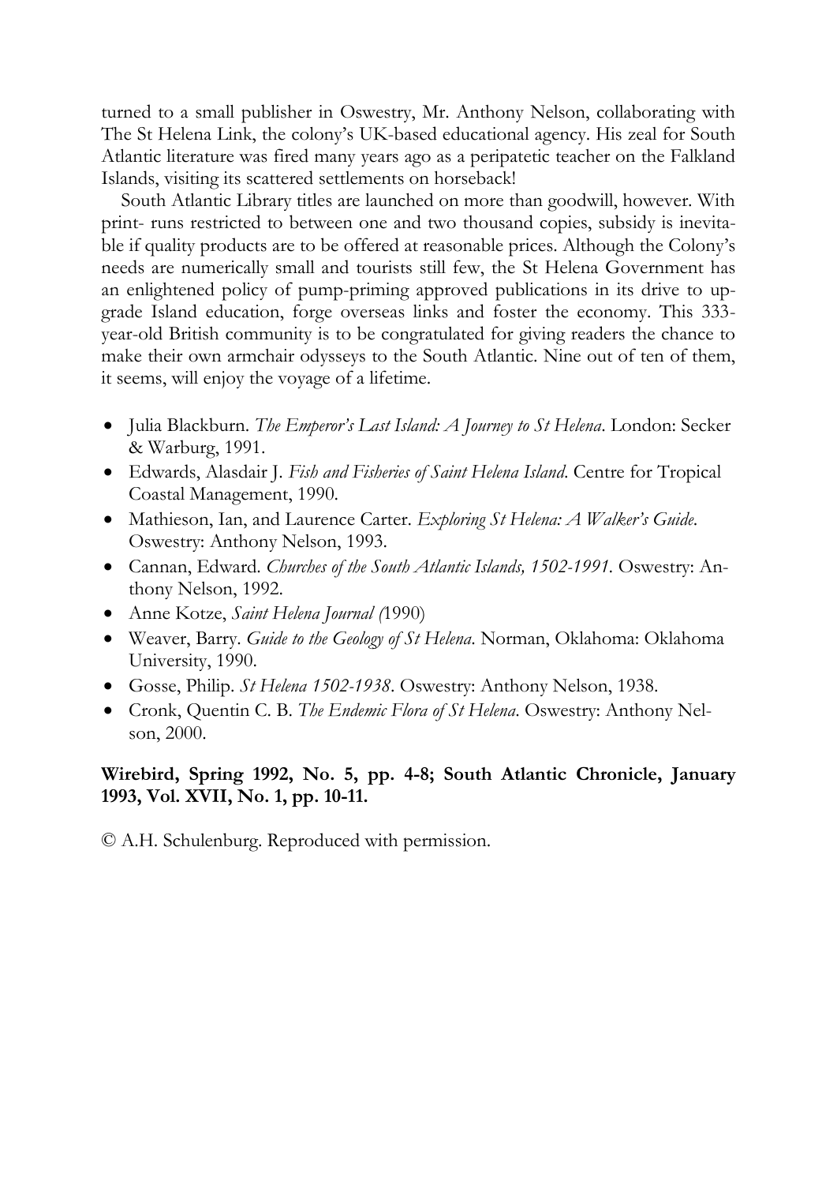turned to a small publisher in Oswestry, Mr. Anthony Nelson, collaborating with The St Helena Link, the colony's UK-based educational agency. His zeal for South Atlantic literature was fired many years ago as a peripatetic teacher on the Falkland Islands, visiting its scattered settlements on horseback!

South Atlantic Library titles are launched on more than goodwill, however. With print- runs restricted to between one and two thousand copies, subsidy is inevitable if quality products are to be offered at reasonable prices. Although the Colony's needs are numerically small and tourists still few, the St Helena Government has an enlightened policy of pump-priming approved publications in its drive to upgrade Island education, forge overseas links and foster the economy. This 333-year-old British community is to be congratulated for giving readers the chance to make their own armchair odysseys to the South Atlantic. Nine out of ten of them, it seems, will enjoy the voyage of a lifetime.

- Julia Blackburn. *The Emperor's Last Island: A Journey to St Helena*. London: Secker & Warburg, 1991.
- Edwards, Alasdair J. *Fish and Fisheries of Saint Helena Island*. Centre for Tropical Coastal Management, 1990.
- Mathieson, Ian, and Laurence Carter. *Exploring St Helena: A Walker's Guide*. Oswestry: Anthony Nelson, 1993.
- Cannan, Edward. *Churches of the South Atlantic Islands, 1502-1991*. Oswestry: Anthony Nelson, 1992.
- Anne Kotze, *Saint Helena Journal (*1990)
- Weaver, Barry. *Guide to the Geology of St Helena*. Norman, Oklahoma: Oklahoma University, 1990.
- Gosse, Philip. *St Helena 1502-1938*. Oswestry: Anthony Nelson, 1938.
- Cronk, Quentin C. B. *The Endemic Flora of St Helena*. Oswestry: Anthony Nelson, 2000.

**Wirebird, Spring 1992, No. 5, pp. 4-8; South Atlantic Chronicle, January 1993, Vol. XVII, No. 1, pp. 10-11.**

© A.H. Schulenburg. Reproduced with permission.